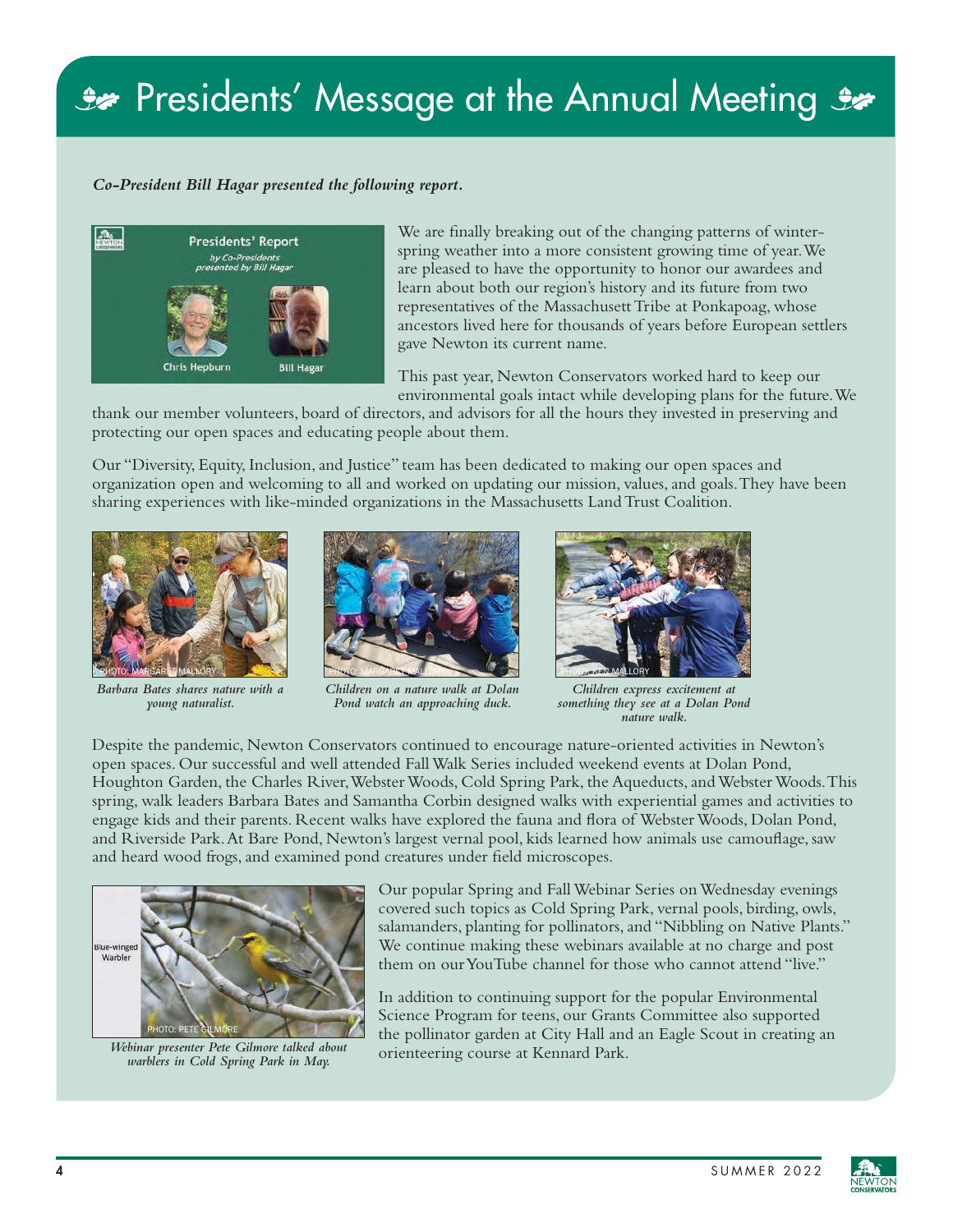# Presidents' Message at the Annual Meeting

***Co-President Bill Hagar presented the following report.***

We are finally breaking out of the changing patterns of winter-spring weather into a more consistent growing time of year. We are pleased to have the opportunity to honor our awardees and learn about both our region's history and its future from two representatives of the Massachusett Tribe at Ponkapoag, whose ancestors lived here for thousands of years before European settlers gave Newton its current name.

This past year, Newton Conservators worked hard to keep our environmental goals intact while developing plans for the future. We thank our member volunteers, board of directors, and advisors for all the hours they invested in preserving and protecting our open spaces and educating people about them.

Our "Diversity, Equity, Inclusion, and Justice" team has been dedicated to making our open spaces and organization open and welcoming to all and worked on updating our mission, values, and goals. They have been sharing experiences with like-minded organizations in the Massachusetts Land Trust Coalition.

*Barbara Bates shares nature with a young naturalist.*

*Children on a nature walk at Dolan Pond watch an approaching duck.*

*Children express excitement at something they see at a Dolan Pond nature walk.*

Despite the pandemic, Newton Conservators continued to encourage nature-oriented activities in Newton's open spaces. Our successful and well attended Fall Walk Series included weekend events at Dolan Pond, Houghton Garden, the Charles River, Webster Woods, Cold Spring Park, the Aqueducts, and Webster Woods. This spring, walk leaders Barbara Bates and Samantha Corbin designed walks with experiential games and activities to engage kids and their parents. Recent walks have explored the fauna and flora of Webster Woods, Dolan Pond, and Riverside Park. At Bare Pond, Newton's largest vernal pool, kids learned how animals use camouflage, saw and heard wood frogs, and examined pond creatures under field microscopes.

*Webinar presenter Pete Gilmore talked about warblers in Cold Spring Park in May.*

Our popular Spring and Fall Webinar Series on Wednesday evenings covered such topics as Cold Spring Park, vernal pools, birding, owls, salamanders, planting for pollinators, and "Nibbling on Native Plants." We continue making these webinars available at no charge and post them on our YouTube channel for those who cannot attend "live."

In addition to continuing support for the popular Environmental Science Program for teens, our Grants Committee also supported the pollinator garden at City Hall and an Eagle Scout in creating an orienteering course at Kennard Park.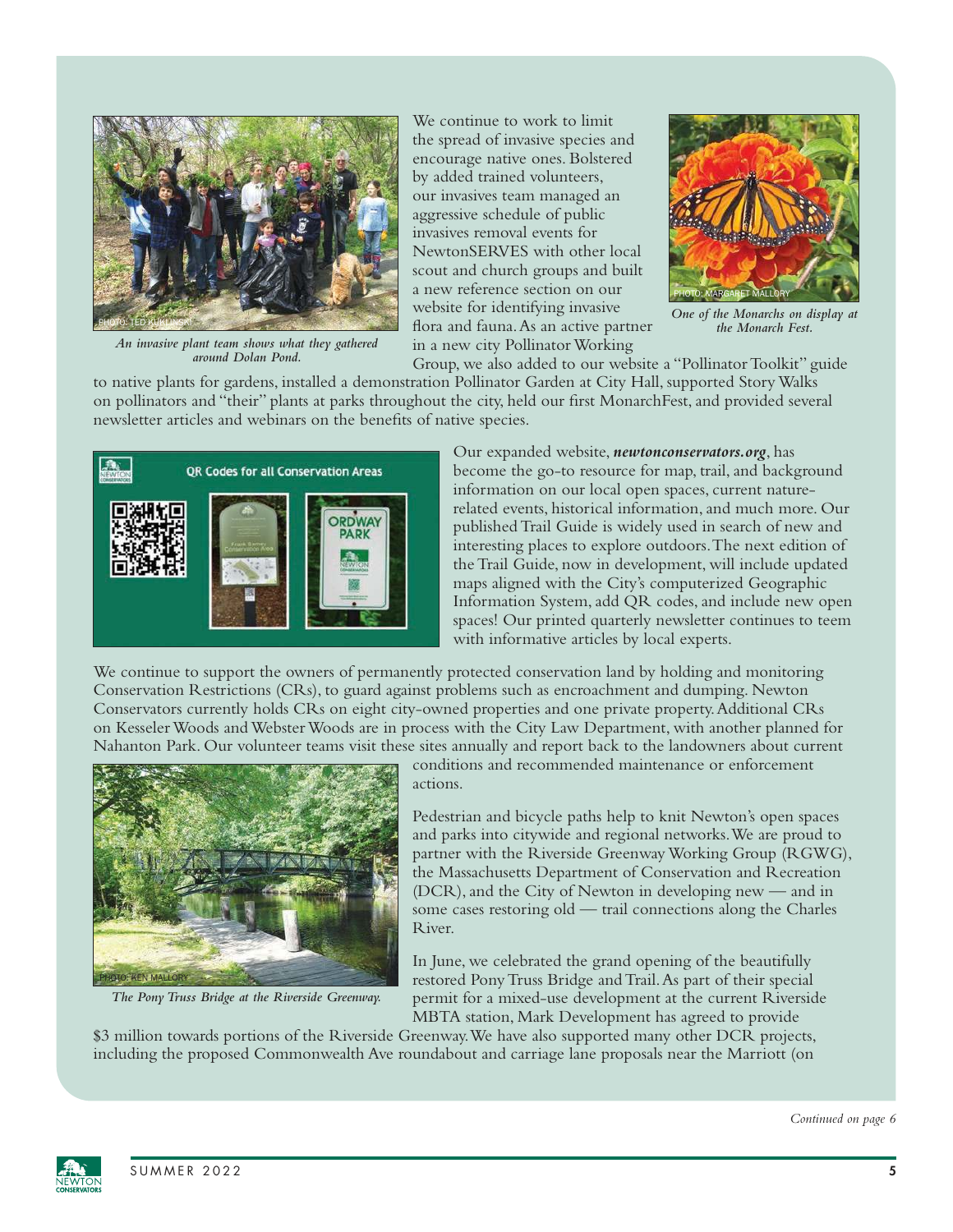An invasive plant team shows what they gathered around Dolan Pond.

We continue to work to limit the spread of invasive species and encourage native ones. Bolstered by added trained volunteers, our invasives team managed an aggressive schedule of public invasives removal events for NewtonSERVES with other local scout and church groups and built a new reference section on our website for identifying invasive flora and fauna. As an active partner in a new city Pollinator Working Group, we also added to our website a "Pollinator Toolkit" guide to native plants for gardens, installed a demonstration Pollinator Garden at City Hall, supported Story Walks on pollinators and "their" plants at parks throughout the city, held our first MonarchFest, and provided several newsletter articles and webinars on the benefits of native species.

One of the Monarchs on display at the Monarch Fest.

Our expanded website, ***newtonconservators.org***, has become the go-to resource for map, trail, and background information on our local open spaces, current nature-related events, historical information, and much more. Our published Trail Guide is widely used in search of new and interesting places to explore outdoors. The next edition of the Trail Guide, now in development, will include updated maps aligned with the City's computerized Geographic Information System, add QR codes, and include new open spaces! Our printed quarterly newsletter continues to teem with informative articles by local experts.

We continue to support the owners of permanently protected conservation land by holding and monitoring Conservation Restrictions (CRs), to guard against problems such as encroachment and dumping. Newton Conservators currently holds CRs on eight city-owned properties and one private property. Additional CRs on Kesseler Woods and Webster Woods are in process with the City Law Department, with another planned for Nahanton Park. Our volunteer teams visit these sites annually and report back to the landowners about current conditions and recommended maintenance or enforcement actions.

Pedestrian and bicycle paths help to knit Newton's open spaces and parks into citywide and regional networks. We are proud to partner with the Riverside Greenway Working Group (RGWG), the Massachusetts Department of Conservation and Recreation (DCR), and the City of Newton in developing new — and in some cases restoring old — trail connections along the Charles River.

The Pony Truss Bridge at the Riverside Greenway.

In June, we celebrated the grand opening of the beautifully restored Pony Truss Bridge and Trail. As part of their special permit for a mixed-use development at the current Riverside MBTA station, Mark Development has agreed to provide $3 million towards portions of the Riverside Greenway. We have also supported many other DCR projects, including the proposed Commonwealth Ave roundabout and carriage lane proposals near the Marriott (on

*Continued on page 6*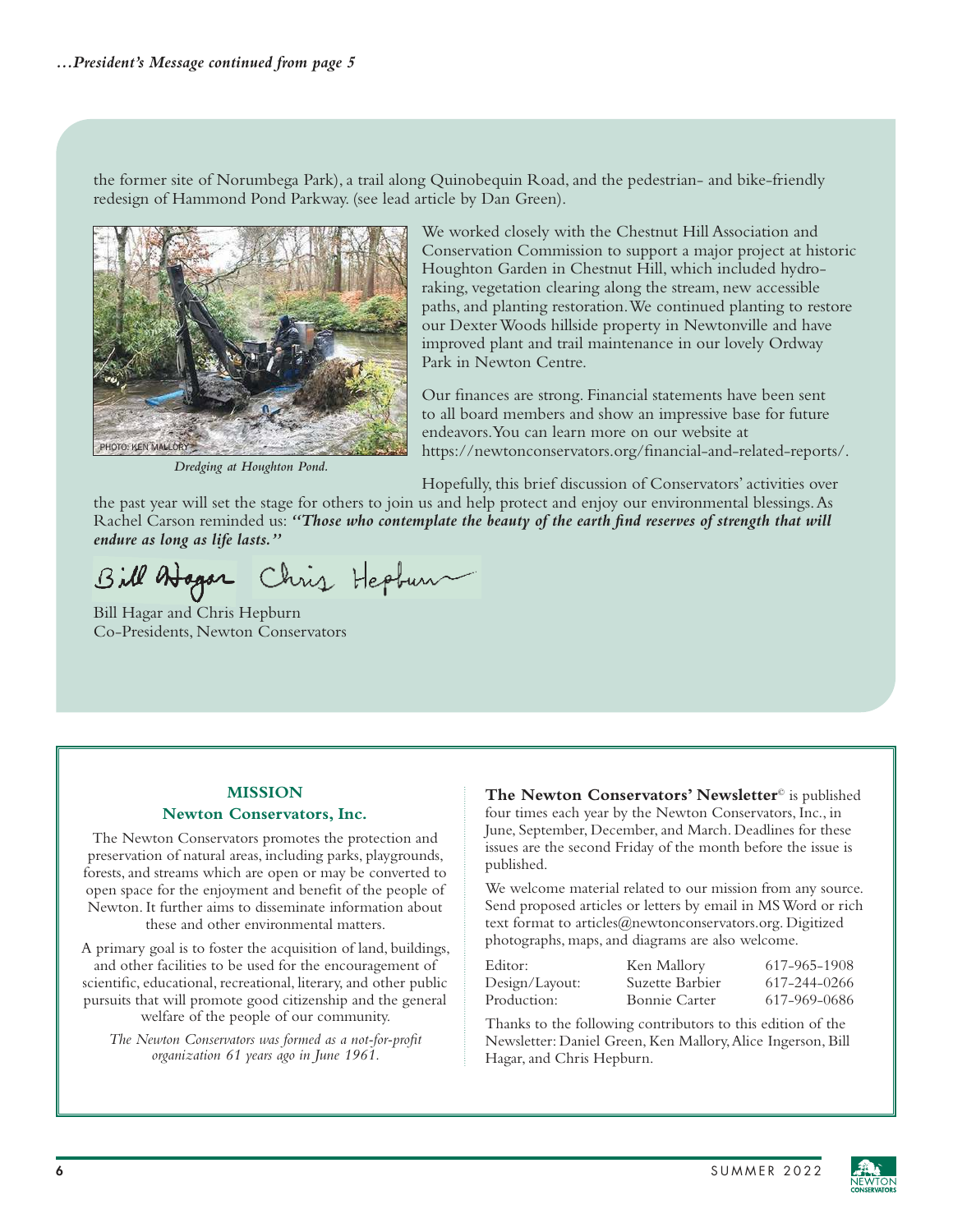*...President's Message continued from page 5*

the former site of Norumbega Park), a trail along Quinobequin Road, and the pedestrian- and bike-friendly redesign of Hammond Pond Parkway. (see lead article by Dan Green).

PHOTO: KEN MALLORY

*Dredging at Houghton Pond.*

We worked closely with the Chestnut Hill Association and Conservation Commission to support a major project at historic Houghton Garden in Chestnut Hill, which included hydro-raking, vegetation clearing along the stream, new accessible paths, and planting restoration. We continued planting to restore our Dexter Woods hillside property in Newtonville and have improved plant and trail maintenance in our lovely Ordway Park in Newton Centre.

Our finances are strong. Financial statements have been sent to all board members and show an impressive base for future endeavors. You can learn more on our website at https://newtonconservators.org/financial-and-related-reports/.

Hopefully, this brief discussion of Conservators' activities over the past year will set the stage for others to join us and help protect and enjoy our environmental blessings. As Rachel Carson reminded us: ***"Those who contemplate the beauty of the earth find reserves of strength that will endure as long as life lasts."***

Bill Hagar and Chris Hepburn
Co-Presidents, Newton Conservators

## MISSION
### Newton Conservators, Inc.

The Newton Conservators promotes the protection and preservation of natural areas, including parks, playgrounds, forests, and streams which are open or may be converted to open space for the enjoyment and benefit of the people of Newton. It further aims to disseminate information about these and other environmental matters.

A primary goal is to foster the acquisition of land, buildings, and other facilities to be used for the encouragement of scientific, educational, recreational, literary, and other public pursuits that will promote good citizenship and the general welfare of the people of our community.

*The Newton Conservators was formed as a not-for-profit organization 61 years ago in June 1961.*

**The Newton Conservators' Newsletter**© is published four times each year by the Newton Conservators, Inc., in June, September, December, and March. Deadlines for these issues are the second Friday of the month before the issue is published.

We welcome material related to our mission from any source. Send proposed articles or letters by email in MS Word or rich text format to articles@newtonconservators.org. Digitized photographs, maps, and diagrams are also welcome.

| | | |
|---|---|---|
| Editor: | Ken Mallory | 617-965-1908 |
| Design/Layout: | Suzette Barbier | 617-244-0266 |
| Production: | Bonnie Carter | 617-969-0686 |

Thanks to the following contributors to this edition of the Newsletter: Daniel Green, Ken Mallory, Alice Ingerson, Bill Hagar, and Chris Hepburn.